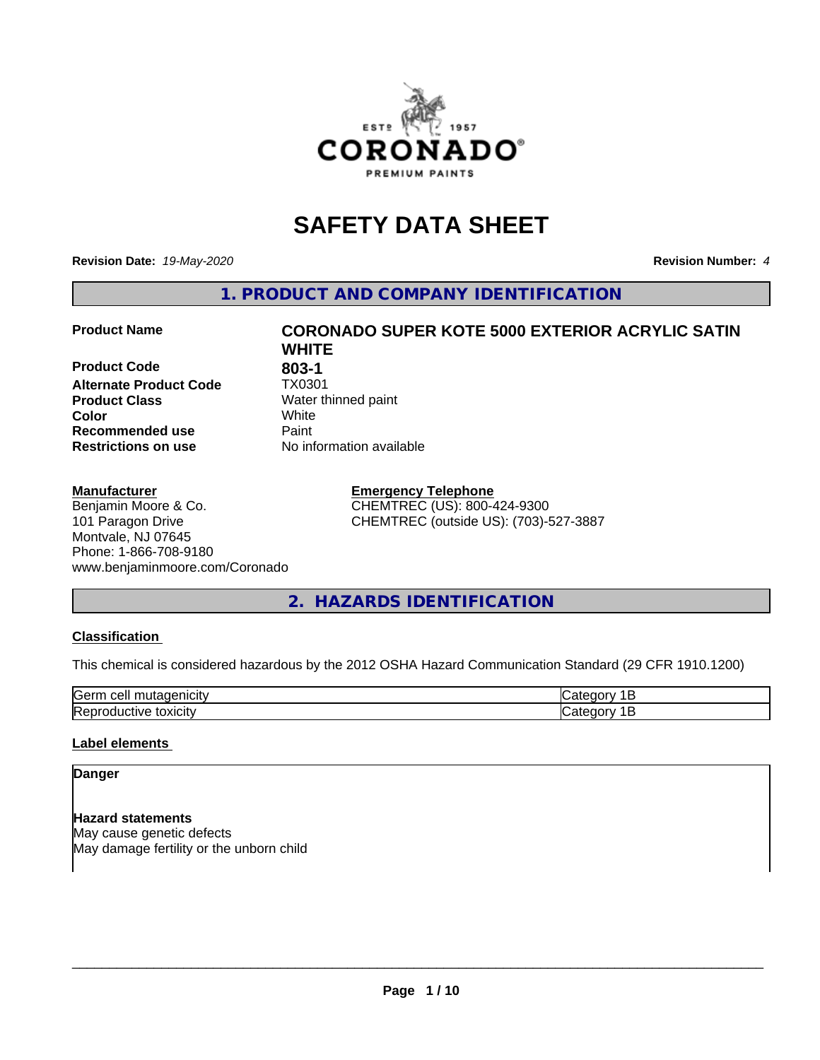# SAFETY DATA SHEET

**Revision Date:** *19-May-2020*

**Revision Number:** *4*

## 1. PRODUCT AND COMPANY IDENTIFICATION

| | |
|---|---|
| **Product Name** | **CORONADO SUPER KOTE 5000 EXTERIOR ACRYLIC SATIN WHITE** |
| **Product Code** | **803-1** |
| **Alternate Product Code** | TX0301 |
| **Product Class** | Water thinned paint |
| **Color** | White |
| **Recommended use** | Paint |
| **Restrictions on use** | No information available |

**Manufacturer**
Benjamin Moore & Co.
101 Paragon Drive
Montvale, NJ 07645
Phone: 1-866-708-9180
www.benjaminmoore.com/Coronado

**Emergency Telephone**
CHEMTREC (US): 800-424-9300
CHEMTREC (outside US): (703)-527-3887

## 2. HAZARDS IDENTIFICATION

### Classification

This chemical is considered hazardous by the 2012 OSHA Hazard Communication Standard (29 CFR 1910.1200)

| | |
|---|---|
| Germ cell mutagenicity | Category 1B |
| Reproductive toxicity | Category 1B |

### Label elements

**Danger**

**Hazard statements**
May cause genetic defects
May damage fertility or the unborn child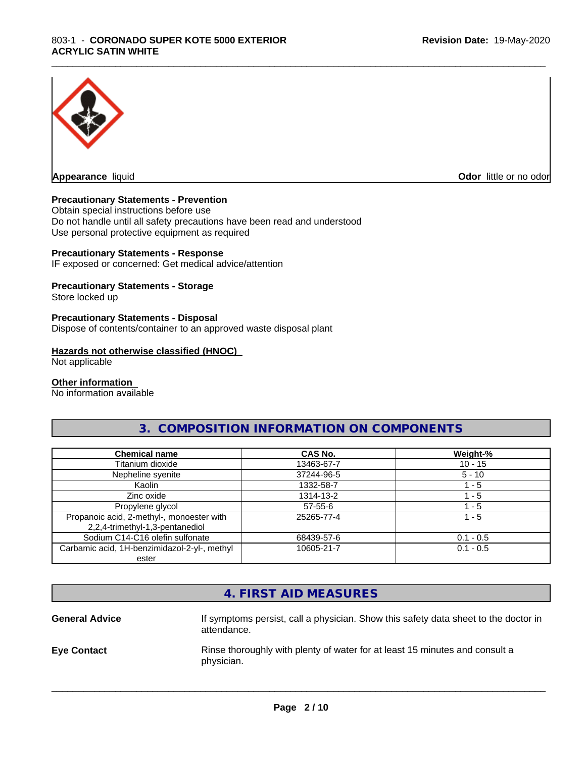**Appearance** liquid

**Odor** little or no odor

**Precautionary Statements - Prevention**
Obtain special instructions before use
Do not handle until all safety precautions have been read and understood
Use personal protective equipment as required

**Precautionary Statements - Response**
IF exposed or concerned: Get medical advice/attention

**Precautionary Statements - Storage**
Store locked up

**Precautionary Statements - Disposal**
Dispose of contents/container to an approved waste disposal plant

**Hazards not otherwise classified (HNOC)**
Not applicable

**Other information**
No information available

## 3. COMPOSITION INFORMATION ON COMPONENTS

| Chemical name | CAS No. | Weight-% |
|---|---|---|
| Titanium dioxide | 13463-67-7 | 10 - 15 |
| Nepheline syenite | 37244-96-5 | 5 - 10 |
| Kaolin | 1332-58-7 | 1 - 5 |
| Zinc oxide | 1314-13-2 | 1 - 5 |
| Propylene glycol | 57-55-6 | 1 - 5 |
| Propanoic acid, 2-methyl-, monoester with 2,2,4-trimethyl-1,3-pentanediol | 25265-77-4 | 1 - 5 |
| Sodium C14-C16 olefin sulfonate | 68439-57-6 | 0.1 - 0.5 |
| Carbamic acid, 1H-benzimidazol-2-yl-, methyl ester | 10605-21-7 | 0.1 - 0.5 |

## 4. FIRST AID MEASURES

**General Advice** If symptoms persist, call a physician. Show this safety data sheet to the doctor in attendance.

**Eye Contact** Rinse thoroughly with plenty of water for at least 15 minutes and consult a physician.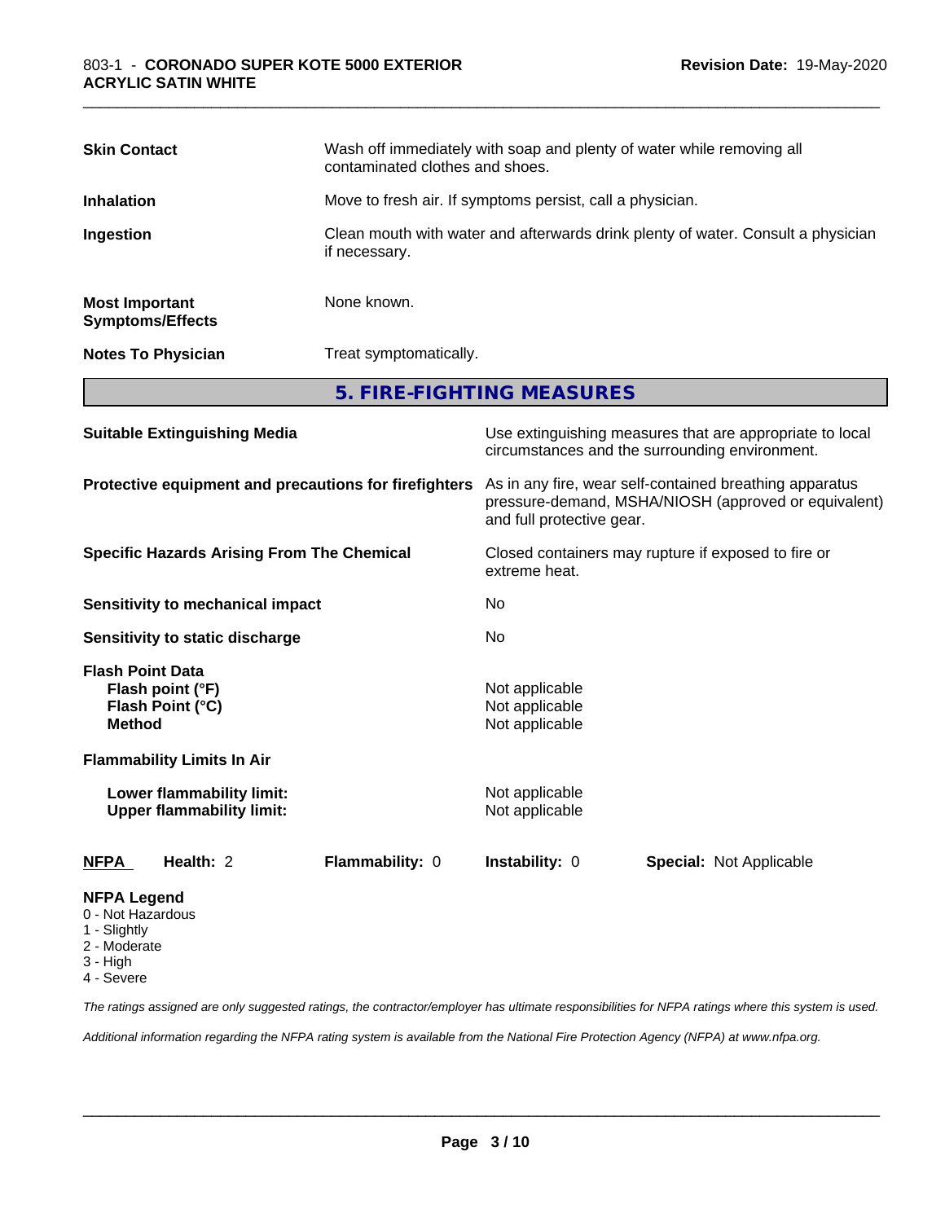| | |
|---|---|
| **Skin Contact** | Wash off immediately with soap and plenty of water while removing all contaminated clothes and shoes. |
| **Inhalation** | Move to fresh air. If symptoms persist, call a physician. |
| **Ingestion** | Clean mouth with water and afterwards drink plenty of water. Consult a physician if necessary. |
| **Most Important Symptoms/Effects** | None known. |
| **Notes To Physician** | Treat symptomatically. |

## 5. FIRE-FIGHTING MEASURES

| | |
|---|---|
| **Suitable Extinguishing Media** | Use extinguishing measures that are appropriate to local circumstances and the surrounding environment. |
| **Protective equipment and precautions for firefighters** | As in any fire, wear self-contained breathing apparatus pressure-demand, MSHA/NIOSH (approved or equivalent) and full protective gear. |
| **Specific Hazards Arising From The Chemical** | Closed containers may rupture if exposed to fire or extreme heat. |
| **Sensitivity to mechanical impact** | No |
| **Sensitivity to static discharge** | No |

**Flash Point Data**

| | |
|---|---|
| **Flash point (°F)** | Not applicable |
| **Flash Point (°C)** | Not applicable |
| **Method** | Not applicable |

**Flammability Limits In Air**

| | |
|---|---|
| **Lower flammability limit:** | Not applicable |
| **Upper flammability limit:** | Not applicable |

| **NFPA** | **Health:** 2 | **Flammability:** 0 | **Instability:** 0 | **Special:** Not Applicable |
|---|---|---|---|---|

**NFPA Legend**
- 0 - Not Hazardous
- 1 - Slightly
- 2 - Moderate
- 3 - High
- 4 - Severe

*The ratings assigned are only suggested ratings, the contractor/employer has ultimate responsibilities for NFPA ratings where this system is used.*

*Additional information regarding the NFPA rating system is available from the National Fire Protection Agency (NFPA) at www.nfpa.org.*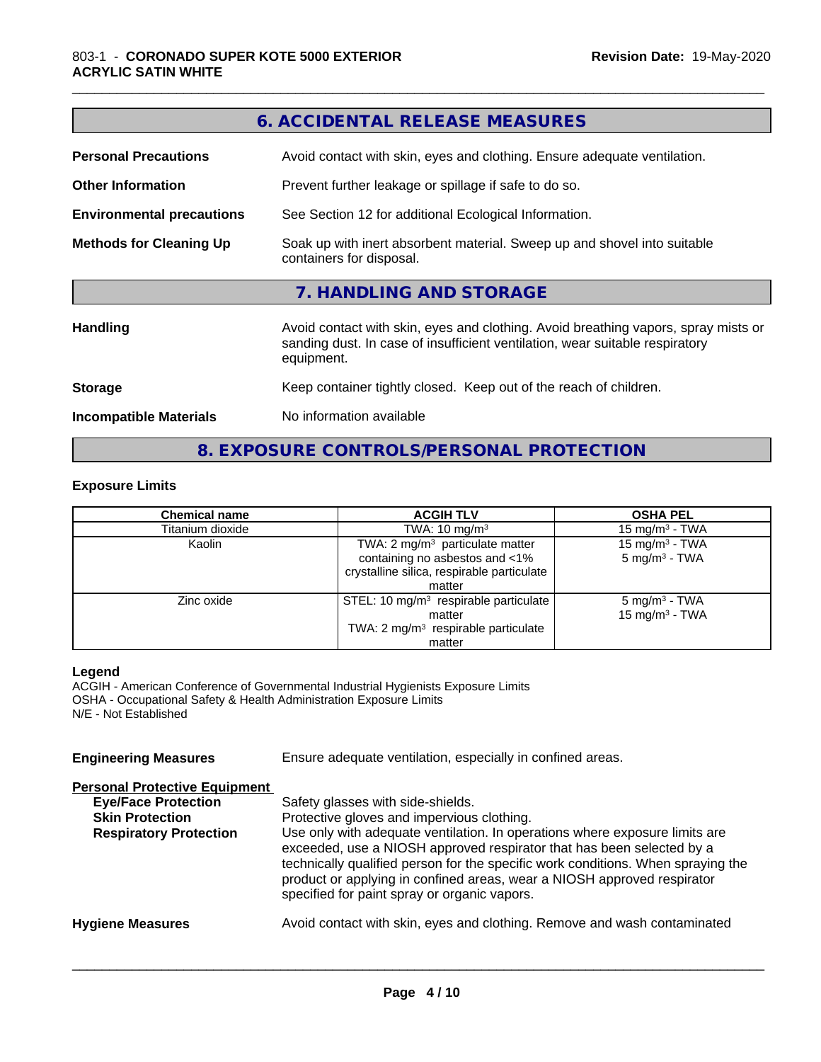## 6. ACCIDENTAL RELEASE MEASURES

**Personal Precautions** Avoid contact with skin, eyes and clothing. Ensure adequate ventilation.

**Other Information** Prevent further leakage or spillage if safe to do so.

**Environmental precautions** See Section 12 for additional Ecological Information.

**Methods for Cleaning Up** Soak up with inert absorbent material. Sweep up and shovel into suitable containers for disposal.

## 7. HANDLING AND STORAGE

**Handling** Avoid contact with skin, eyes and clothing. Avoid breathing vapors, spray mists or sanding dust. In case of insufficient ventilation, wear suitable respiratory equipment.

**Storage** Keep container tightly closed. Keep out of the reach of children.

**Incompatible Materials** No information available

## 8. EXPOSURE CONTROLS/PERSONAL PROTECTION

### Exposure Limits

| Chemical name | ACGIH TLV | OSHA PEL |
|---|---|---|
| Titanium dioxide | TWA: 10 mg/m³ | 15 mg/m³ - TWA |
| Kaolin | TWA: 2 mg/m³ particulate matter containing no asbestos and <1% crystalline silica, respirable particulate matter | 15 mg/m³ - TWA<br>5 mg/m³ - TWA |
| Zinc oxide | STEL: 10 mg/m³ respirable particulate matter<br>TWA: 2 mg/m³ respirable particulate matter | 5 mg/m³ - TWA<br>15 mg/m³ - TWA |

**Legend**
ACGIH - American Conference of Governmental Industrial Hygienists Exposure Limits
OSHA - Occupational Safety & Health Administration Exposure Limits
N/E - Not Established

**Engineering Measures** Ensure adequate ventilation, especially in confined areas.

**Personal Protective Equipment**

**Eye/Face Protection** Safety glasses with side-shields.

**Skin Protection** Protective gloves and impervious clothing.

**Respiratory Protection** Use only with adequate ventilation. In operations where exposure limits are exceeded, use a NIOSH approved respirator that has been selected by a technically qualified person for the specific work conditions. When spraying the product or applying in confined areas, wear a NIOSH approved respirator specified for paint spray or organic vapors.

**Hygiene Measures** Avoid contact with skin, eyes and clothing. Remove and wash contaminated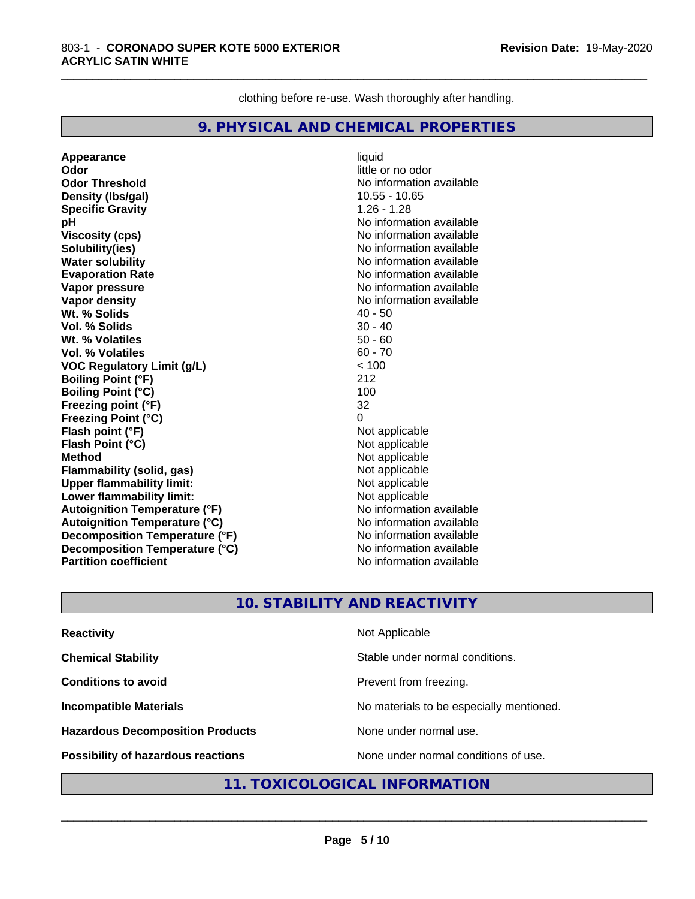clothing before re-use. Wash thoroughly after handling.

## 9. PHYSICAL AND CHEMICAL PROPERTIES

| | |
|---|---|
| **Appearance** | liquid |
| **Odor** | little or no odor |
| **Odor Threshold** | No information available |
| **Density (lbs/gal)** | 10.55 - 10.65 |
| **Specific Gravity** | 1.26 - 1.28 |
| **pH** | No information available |
| **Viscosity (cps)** | No information available |
| **Solubility(ies)** | No information available |
| **Water solubility** | No information available |
| **Evaporation Rate** | No information available |
| **Vapor pressure** | No information available |
| **Vapor density** | No information available |
| **Wt. % Solids** | 40 - 50 |
| **Vol. % Solids** | 30 - 40 |
| **Wt. % Volatiles** | 50 - 60 |
| **Vol. % Volatiles** | 60 - 70 |
| **VOC Regulatory Limit (g/L)** | < 100 |
| **Boiling Point (°F)** | 212 |
| **Boiling Point (°C)** | 100 |
| **Freezing point (°F)** | 32 |
| **Freezing Point (°C)** | 0 |
| **Flash point (°F)** | Not applicable |
| **Flash Point (°C)** | Not applicable |
| **Method** | Not applicable |
| **Flammability (solid, gas)** | Not applicable |
| **Upper flammability limit:** | Not applicable |
| **Lower flammability limit:** | Not applicable |
| **Autoignition Temperature (°F)** | No information available |
| **Autoignition Temperature (°C)** | No information available |
| **Decomposition Temperature (°F)** | No information available |
| **Decomposition Temperature (°C)** | No information available |
| **Partition coefficient** | No information available |

## 10. STABILITY AND REACTIVITY

| | |
|---|---|
| **Reactivity** | Not Applicable |
| **Chemical Stability** | Stable under normal conditions. |
| **Conditions to avoid** | Prevent from freezing. |
| **Incompatible Materials** | No materials to be especially mentioned. |
| **Hazardous Decomposition Products** | None under normal use. |
| **Possibility of hazardous reactions** | None under normal conditions of use. |

## 11. TOXICOLOGICAL INFORMATION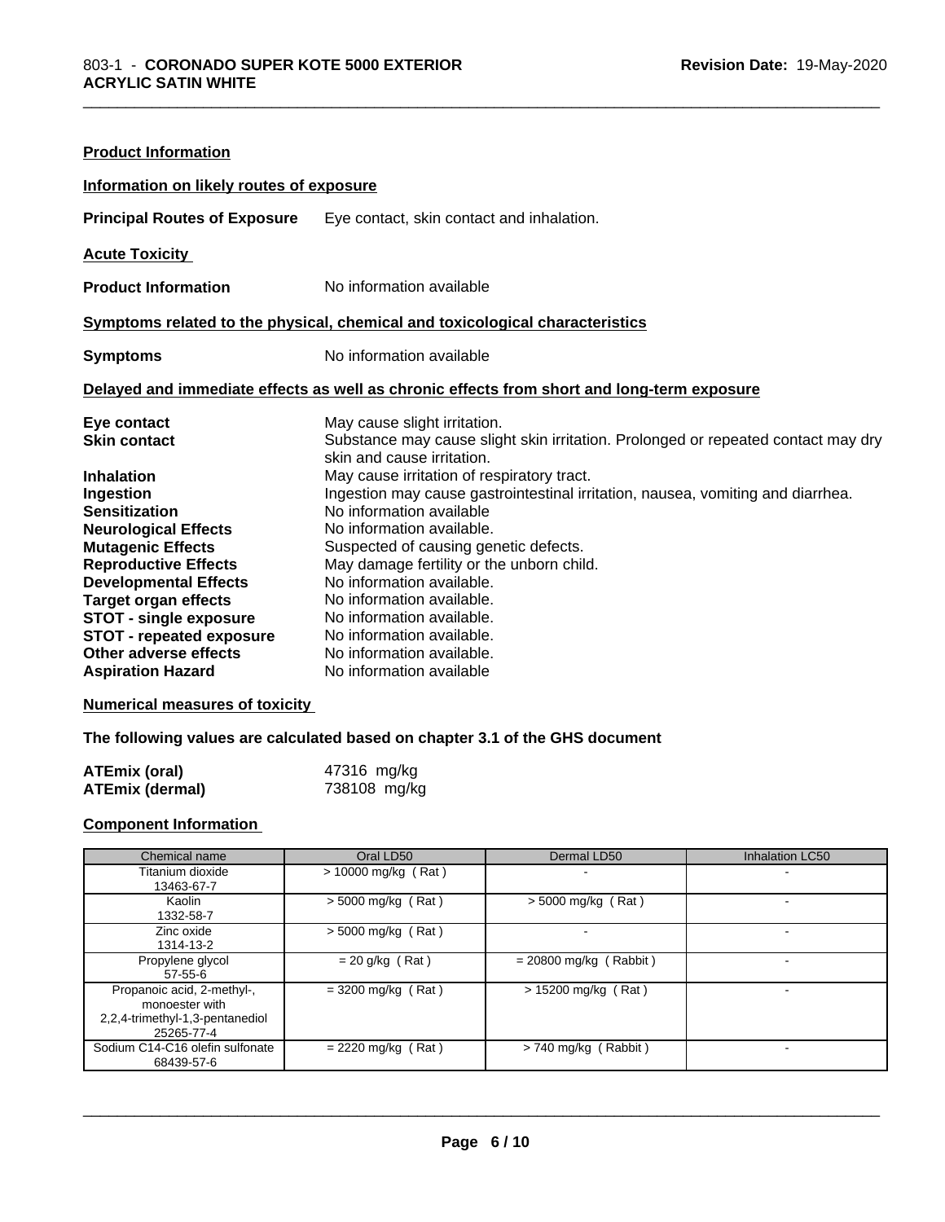**Product Information**

**Information on likely routes of exposure**

**Principal Routes of Exposure** Eye contact, skin contact and inhalation.

**Acute Toxicity**

**Product Information** No information available

**Symptoms related to the physical, chemical and toxicological characteristics**

**Symptoms** No information available

**Delayed and immediate effects as well as chronic effects from short and long-term exposure**

**Eye contact** May cause slight irritation.
**Skin contact** Substance may cause slight skin irritation. Prolonged or repeated contact may dry skin and cause irritation.
**Inhalation** May cause irritation of respiratory tract.
**Ingestion** Ingestion may cause gastrointestinal irritation, nausea, vomiting and diarrhea.
**Sensitization** No information available
**Neurological Effects** No information available.
**Mutagenic Effects** Suspected of causing genetic defects.
**Reproductive Effects** May damage fertility or the unborn child.
**Developmental Effects** No information available.
**Target organ effects** No information available.
**STOT - single exposure** No information available.
**STOT - repeated exposure** No information available.
**Other adverse effects** No information available.
**Aspiration Hazard** No information available

**Numerical measures of toxicity**

**The following values are calculated based on chapter 3.1 of the GHS document**

**ATEmix (oral)** 47316 mg/kg
**ATEmix (dermal)** 738108 mg/kg

**Component Information**

| Chemical name | Oral LD50 | Dermal LD50 | Inhalation LC50 |
|---|---|---|---|
| Titanium dioxide<br>13463-67-7 | > 10000 mg/kg ( Rat ) | - | - |
| Kaolin<br>1332-58-7 | > 5000 mg/kg ( Rat ) | > 5000 mg/kg ( Rat ) | - |
| Zinc oxide<br>1314-13-2 | > 5000 mg/kg ( Rat ) | - | - |
| Propylene glycol<br>57-55-6 | = 20 g/kg ( Rat ) | = 20800 mg/kg ( Rabbit ) | - |
| Propanoic acid, 2-methyl-, monoester with 2,2,4-trimethyl-1,3-pentanediol<br>25265-77-4 | = 3200 mg/kg ( Rat ) | > 15200 mg/kg ( Rat ) | - |
| Sodium C14-C16 olefin sulfonate<br>68439-57-6 | = 2220 mg/kg ( Rat ) | > 740 mg/kg ( Rabbit ) | - |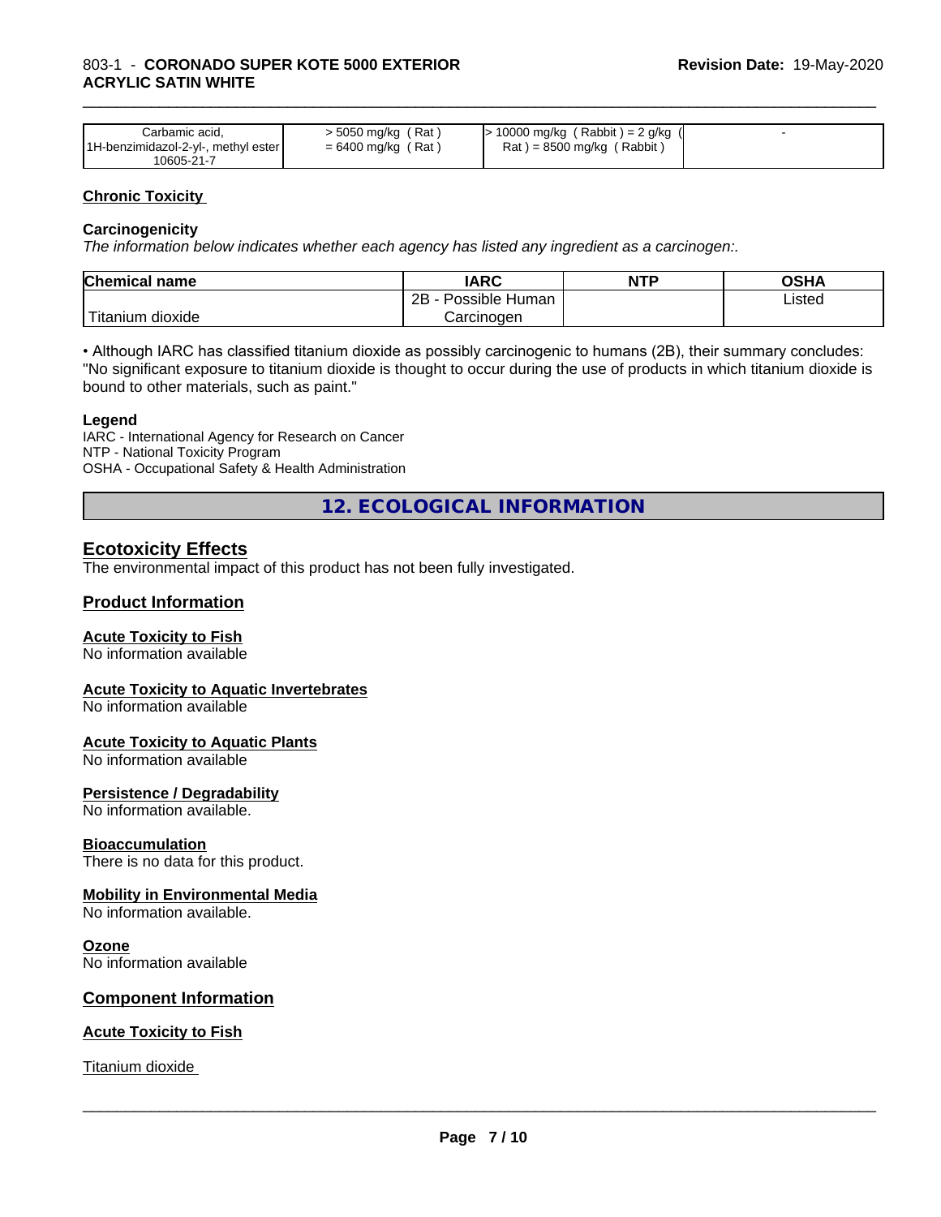| Carbamic acid, 1H-benzimidazol-2-yl-, methyl ester 10605-21-7 | > 5050 mg/kg ( Rat ) = 6400 mg/kg ( Rat ) | > 10000 mg/kg ( Rabbit ) = 2 g/kg ( Rat ) = 8500 mg/kg ( Rabbit ) | - |
|---|---|---|---|

### Chronic Toxicity

#### Carcinogenicity

*The information below indicates whether each agency has listed any ingredient as a carcinogen:.*

| Chemical name | IARC | NTP | OSHA |
|---|---|---|---|
| Titanium dioxide | 2B - Possible Human Carcinogen | | Listed |

• Although IARC has classified titanium dioxide as possibly carcinogenic to humans (2B), their summary concludes: "No significant exposure to titanium dioxide is thought to occur during the use of products in which titanium dioxide is bound to other materials, such as paint."

#### Legend

IARC - International Agency for Research on Cancer
NTP - National Toxicity Program
OSHA - Occupational Safety & Health Administration

## 12. ECOLOGICAL INFORMATION

### Ecotoxicity Effects

The environmental impact of this product has not been fully investigated.

### Product Information

#### Acute Toxicity to Fish

No information available

#### Acute Toxicity to Aquatic Invertebrates

No information available

#### Acute Toxicity to Aquatic Plants

No information available

#### Persistence / Degradability

No information available.

#### Bioaccumulation

There is no data for this product.

#### Mobility in Environmental Media

No information available.

#### Ozone

No information available

### Component Information

#### Acute Toxicity to Fish

Titanium dioxide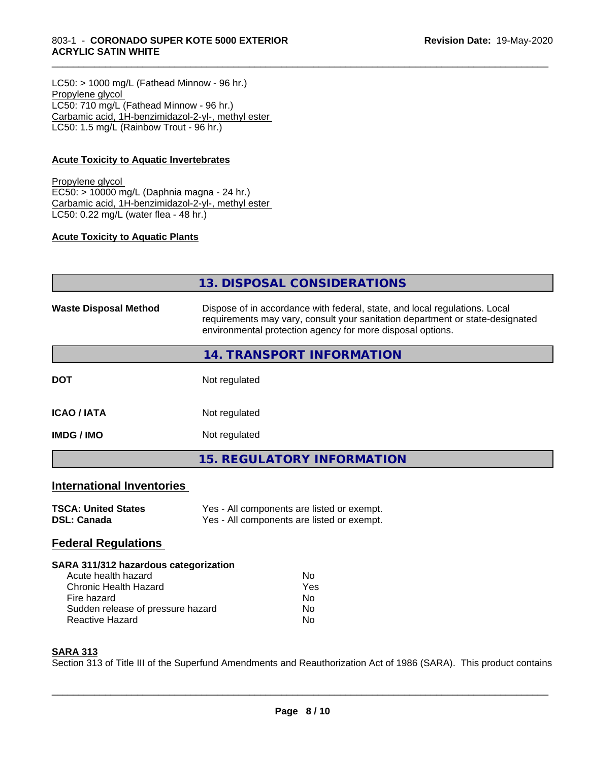LC50: > 1000 mg/L (Fathead Minnow - 96 hr.)
Propylene glycol
LC50: 710 mg/L (Fathead Minnow - 96 hr.)
Carbamic acid, 1H-benzimidazol-2-yl-, methyl ester
LC50: 1.5 mg/L (Rainbow Trout - 96 hr.)

**Acute Toxicity to Aquatic Invertebrates**

Propylene glycol
EC50: > 10000 mg/L (Daphnia magna - 24 hr.)
Carbamic acid, 1H-benzimidazol-2-yl-, methyl ester
LC50: 0.22 mg/L (water flea - 48 hr.)

**Acute Toxicity to Aquatic Plants**

## 13. DISPOSAL CONSIDERATIONS

**Waste Disposal Method** Dispose of in accordance with federal, state, and local regulations. Local requirements may vary, consult your sanitation department or state-designated environmental protection agency for more disposal options.

## 14. TRANSPORT INFORMATION

| | |
|---|---|
| **DOT** | Not regulated |
| **ICAO / IATA** | Not regulated |
| **IMDG / IMO** | Not regulated |

## 15. REGULATORY INFORMATION

### International Inventories

| | |
|---|---|
| **TSCA: United States** | Yes - All components are listed or exempt. |
| **DSL: Canada** | Yes - All components are listed or exempt. |

### Federal Regulations

**SARA 311/312 hazardous categorization**

| | |
|---|---|
| Acute health hazard | No |
| Chronic Health Hazard | Yes |
| Fire hazard | No |
| Sudden release of pressure hazard | No |
| Reactive Hazard | No |

**SARA 313**

Section 313 of Title III of the Superfund Amendments and Reauthorization Act of 1986 (SARA). This product contains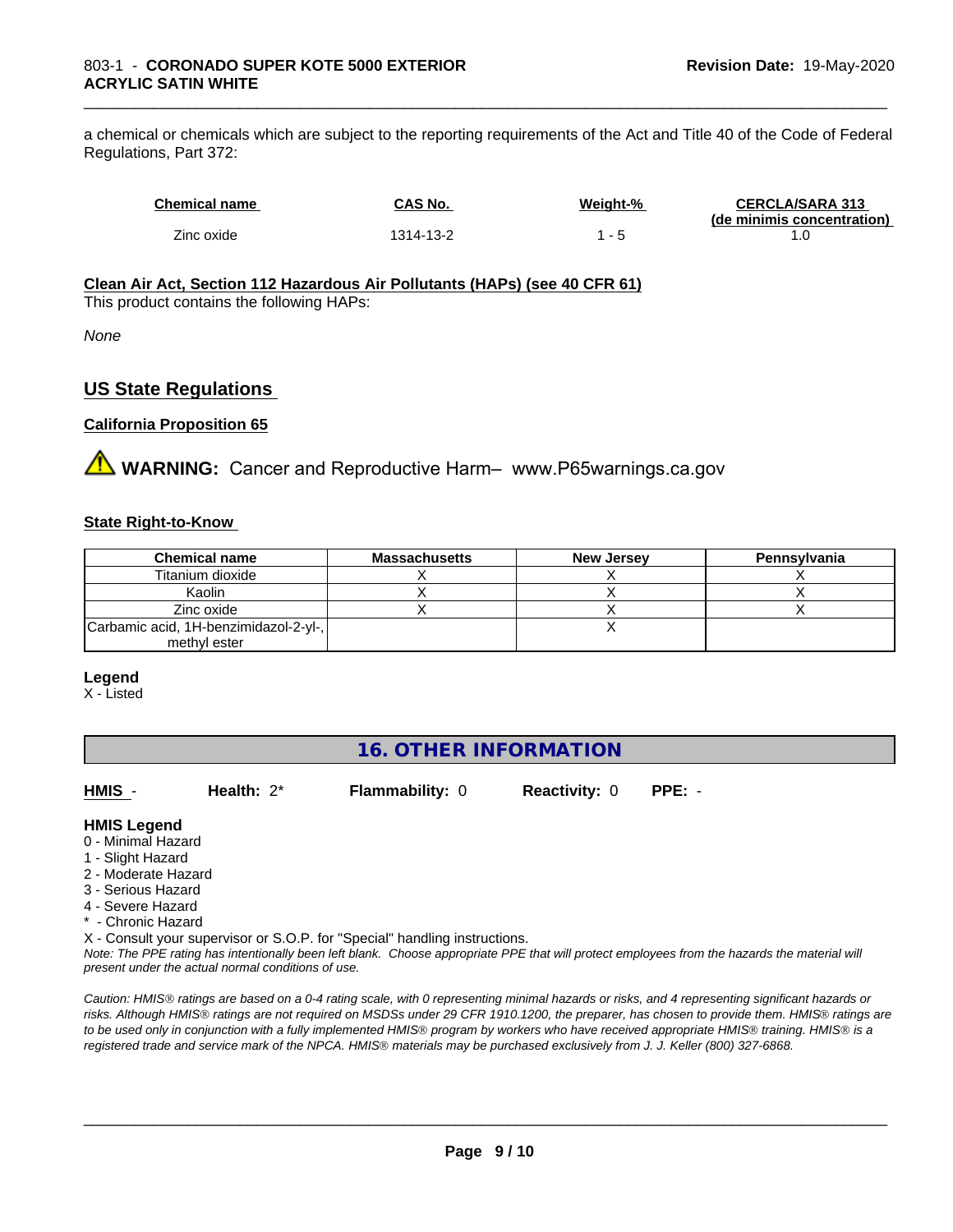a chemical or chemicals which are subject to the reporting requirements of the Act and Title 40 of the Code of Federal Regulations, Part 372:

| Chemical name | CAS No. | Weight-% | CERCLA/SARA 313 (de minimis concentration) |
|---|---|---|---|
| Zinc oxide | 1314-13-2 | 1 - 5 | 1.0 |

**Clean Air Act, Section 112 Hazardous Air Pollutants (HAPs) (see 40 CFR 61)**

This product contains the following HAPs:

*None*

## US State Regulations

**California Proposition 65**

⚠ **WARNING:** Cancer and Reproductive Harm– www.P65warnings.ca.gov

**State Right-to-Know**

| Chemical name | Massachusetts | New Jersey | Pennsylvania |
|---|---|---|---|
| Titanium dioxide | X | X | X |
| Kaolin | X | X | X |
| Zinc oxide | X | X | X |
| Carbamic acid, 1H-benzimidazol-2-yl-, methyl ester | | X | |

**Legend**

X - Listed

## 16. OTHER INFORMATION

**HMIS** - **Health:** 2* **Flammability:** 0 **Reactivity:** 0 **PPE:** -

**HMIS Legend**

0 - Minimal Hazard
1 - Slight Hazard
2 - Moderate Hazard
3 - Serious Hazard
4 - Severe Hazard
* - Chronic Hazard
X - Consult your supervisor or S.O.P. for "Special" handling instructions.

*Note: The PPE rating has intentionally been left blank. Choose appropriate PPE that will protect employees from the hazards the material will present under the actual normal conditions of use.*

*Caution: HMIS® ratings are based on a 0-4 rating scale, with 0 representing minimal hazards or risks, and 4 representing significant hazards or risks. Although HMIS® ratings are not required on MSDSs under 29 CFR 1910.1200, the preparer, has chosen to provide them. HMIS® ratings are to be used only in conjunction with a fully implemented HMIS® program by workers who have received appropriate HMIS® training. HMIS® is a registered trade and service mark of the NPCA. HMIS® materials may be purchased exclusively from J. J. Keller (800) 327-6868.*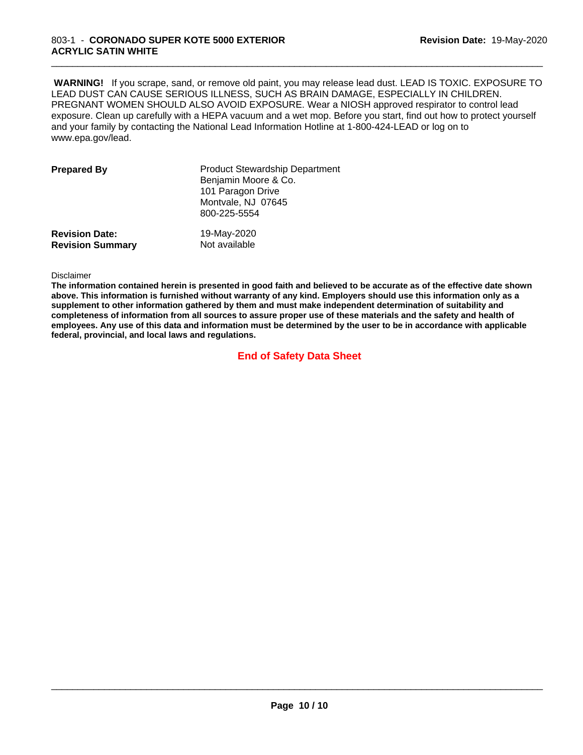**WARNING!** If you scrape, sand, or remove old paint, you may release lead dust. LEAD IS TOXIC. EXPOSURE TO LEAD DUST CAN CAUSE SERIOUS ILLNESS, SUCH AS BRAIN DAMAGE, ESPECIALLY IN CHILDREN. PREGNANT WOMEN SHOULD ALSO AVOID EXPOSURE. Wear a NIOSH approved respirator to control lead exposure. Clean up carefully with a HEPA vacuum and a wet mop. Before you start, find out how to protect yourself and your family by contacting the National Lead Information Hotline at 1-800-424-LEAD or log on to www.epa.gov/lead.

| | |
|---|---|
| **Prepared By** | Product Stewardship Department<br>Benjamin Moore & Co.<br>101 Paragon Drive<br>Montvale, NJ 07645<br>800-225-5554 |
| **Revision Date:** | 19-May-2020 |
| **Revision Summary** | Not available |

Disclaimer

**The information contained herein is presented in good faith and believed to be accurate as of the effective date shown above. This information is furnished without warranty of any kind. Employers should use this information only as a supplement to other information gathered by them and must make independent determination of suitability and completeness of information from all sources to assure proper use of these materials and the safety and health of employees. Any use of this data and information must be determined by the user to be in accordance with applicable federal, provincial, and local laws and regulations.**

**End of Safety Data Sheet**